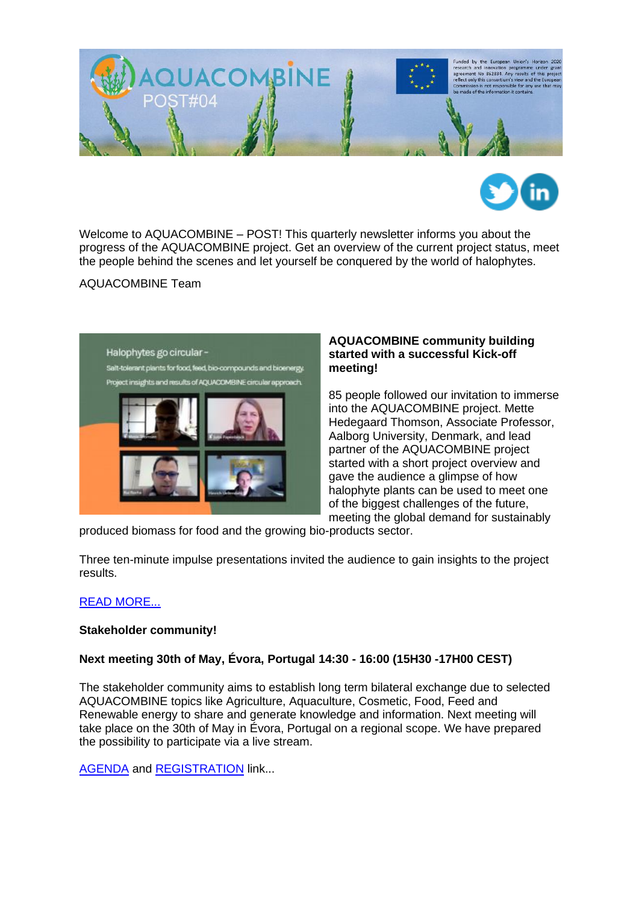Welcome to AQUACOMBINE – POST! This quarterly newsletter informs you about the progress of the AQUACOMBINE project. Get an overview of the current project status, meet the people behind the scenes and let yourself be conquered by the world of halophytes.

AQUACOMBINE Team

**AQUACOMBINE community building started with a successful Kick-off meeting!**

85 people followed our invitation to immerse into the AQUACOMBINE project. Mette Hedegaard Thomson, Associate Professor, Aalborg University, Denmark, and lead partner of the AQUACOMBINE project started with a short project overview and gave the audience a glimpse of how halophyte plants can be used to meet one of the biggest challenges of the future, meeting the global demand for sustainably produced biomass for food and the growing bio-products sector.

Three ten-minute impulse presentations invited the audience to gain insights to the project results.

READ MORE...

**Stakeholder community!**

**Next meeting 30th of May, Évora, Portugal 14:30 - 16:00 (15H30 -17H00 CEST)**

The stakeholder community aims to establish long term bilateral exchange due to selected AQUACOMBINE topics like Agriculture, Aquaculture, Cosmetic, Food, Feed and Renewable energy to share and generate knowledge and information. Next meeting will take place on the 30th of May in Évora, Portugal on a regional scope. We have prepared the possibility to participate via a live stream.

AGENDA and REGISTRATION link...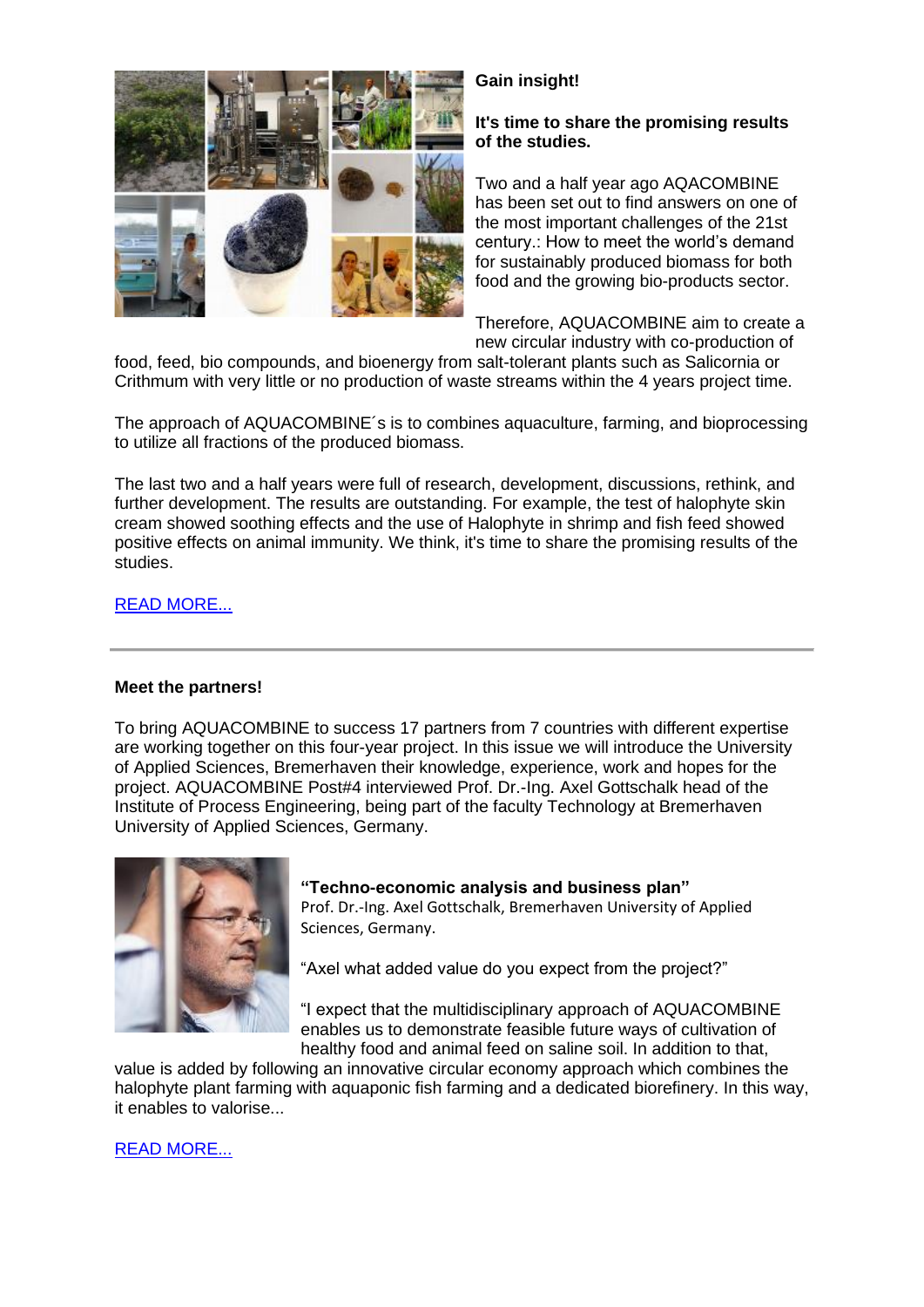**Gain insight!**

**It's time to share the promising results of the studies.**

Two and a half year ago AQACOMBINE has been set out to find answers on one of the most important challenges of the 21st century.: How to meet the world's demand for sustainably produced biomass for both food and the growing bio-products sector.

Therefore, AQUACOMBINE aim to create a new circular industry with co-production of food, feed, bio compounds, and bioenergy from salt-tolerant plants such as Salicornia or Crithmum with very little or no production of waste streams within the 4 years project time.

The approach of AQUACOMBINE´s is to combines aquaculture, farming, and bioprocessing to utilize all fractions of the produced biomass.

The last two and a half years were full of research, development, discussions, rethink, and further development. The results are outstanding. For example, the test of halophyte skin cream showed soothing effects and the use of Halophyte in shrimp and fish feed showed positive effects on animal immunity. We think, it's time to share the promising results of the studies.

READ MORE...

---

**Meet the partners!**

To bring AQUACOMBINE to success 17 partners from 7 countries with different expertise are working together on this four-year project. In this issue we will introduce the University of Applied Sciences, Bremerhaven their knowledge, experience, work and hopes for the project. AQUACOMBINE Post#4 interviewed Prof. Dr.-Ing. Axel Gottschalk head of the Institute of Process Engineering, being part of the faculty Technology at Bremerhaven University of Applied Sciences, Germany.

**"Techno-economic analysis and business plan"**
Prof. Dr.-Ing. Axel Gottschalk, Bremerhaven University of Applied Sciences, Germany.

"Axel what added value do you expect from the project?"

"I expect that the multidisciplinary approach of AQUACOMBINE enables us to demonstrate feasible future ways of cultivation of healthy food and animal feed on saline soil. In addition to that, value is added by following an innovative circular economy approach which combines the halophyte plant farming with aquaponic fish farming and a dedicated biorefinery. In this way, it enables to valorise...

READ MORE...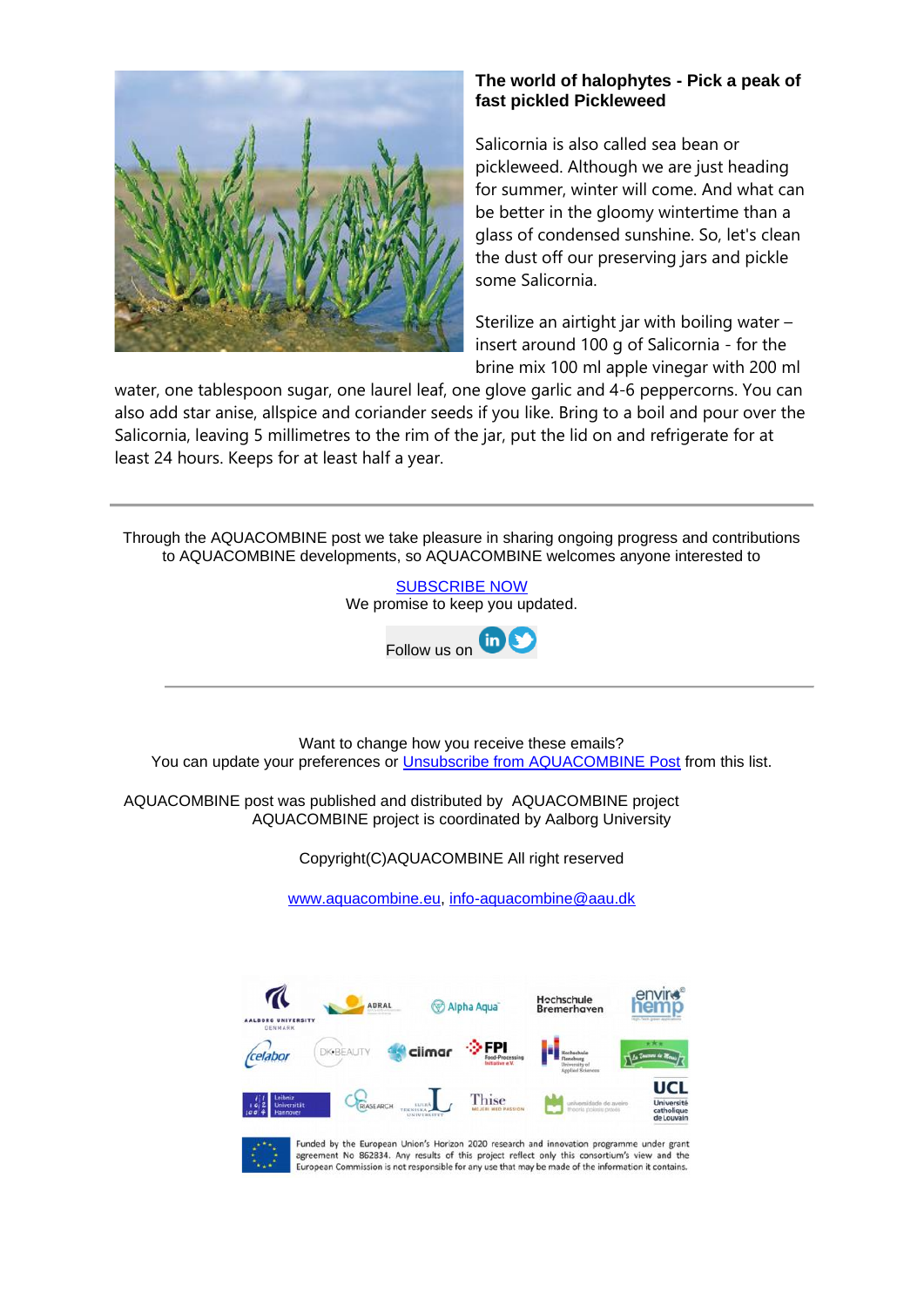**The world of halophytes - Pick a peak of fast pickled Pickleweed**

Salicornia is also called sea bean or pickleweed. Although we are just heading for summer, winter will come. And what can be better in the gloomy wintertime than a glass of condensed sunshine. So, let's clean the dust off our preserving jars and pickle some Salicornia.

Sterilize an airtight jar with boiling water – insert around 100 g of Salicornia - for the brine mix 100 ml apple vinegar with 200 ml water, one tablespoon sugar, one laurel leaf, one glove garlic and 4-6 peppercorns. You can also add star anise, allspice and coriander seeds if you like. Bring to a boil and pour over the Salicornia, leaving 5 millimetres to the rim of the jar, put the lid on and refrigerate for at least 24 hours. Keeps for at least half a year.

---

Through the AQUACOMBINE post we take pleasure in sharing ongoing progress and contributions to AQUACOMBINE developments, so AQUACOMBINE welcomes anyone interested to

SUBSCRIBE NOW

We promise to keep you updated.

Follow us on

---

Want to change how you receive these emails?
You can update your preferences or Unsubscribe from AQUACOMBINE Post from this list.

AQUACOMBINE post was published and distributed by AQUACOMBINE project
AQUACOMBINE project is coordinated by Aalborg University

Copyright(C)AQUACOMBINE All right reserved

www.aquacombine.eu, info-aquacombine@aau.dk

Funded by the European Union's Horizon 2020 research and innovation programme under grant agreement No 862834. Any results of this project reflect only this consortium's view and the European Commission is not responsible for any use that may be made of the information it contains.